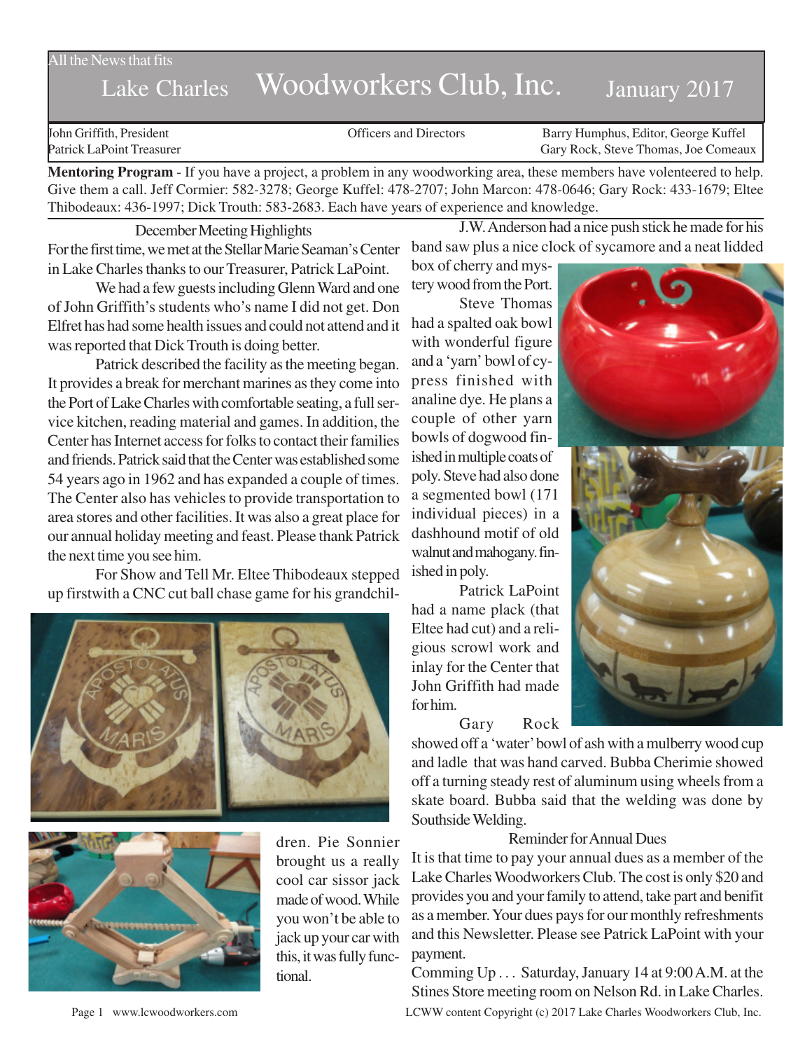All the News that fits

# Lake Charles Woodworkers Club, Inc. January 2017

| John Griffith, President | Officers and Directors | Barry Humphus, Editor, George Kuffel |
|---|---|---|
| Patrick LaPoint Treasurer | | Gary Rock, Steve Thomas, Joe Comeaux |

**Mentoring Program** - If you have a project, a problem in any woodworking area, these members have volenteered to help. Give them a call. Jeff Cormier: 582-3278; George Kuffel: 478-2707; John Marcon: 478-0646; Gary Rock: 433-1679; Eltee Thibodeaux: 436-1997; Dick Trouth: 583-2683. Each have years of experience and knowledge.

## December Meeting Highlights

For the first time, we met at the Stellar Marie Seaman's Center in Lake Charles thanks to our Treasurer, Patrick LaPoint.

We had a few guests including Glenn Ward and one of John Griffith's students who's name I did not get. Don Elfret has had some health issues and could not attend and it was reported that Dick Trouth is doing better.

Patrick described the facility as the meeting began. It provides a break for merchant marines as they come into the Port of Lake Charles with comfortable seating, a full service kitchen, reading material and games. In addition, the Center has Internet access for folks to contact their families and friends. Patrick said that the Center was established some 54 years ago in 1962 and has expanded a couple of times. The Center also has vehicles to provide transportation to area stores and other facilities. It was also a great place for our annual holiday meeting and feast. Please thank Patrick the next time you see him.

For Show and Tell Mr. Eltee Thibodeaux stepped up firstwith a CNC cut ball chase game for his grandchildren. Pie Sonnier brought us a really cool car sissor jack made of wood. While you won't be able to jack up your car with this, it was fully functional.

J.W. Anderson had a nice push stick he made for his band saw plus a nice clock of sycamore and a neat lidded box of cherry and mystery wood from the Port.

Steve Thomas had a spalted oak bowl with wonderful figure and a 'yarn' bowl of cypress finished with analine dye. He plans a couple of other yarn bowls of dogwood finished in multiple coats of poly. Steve had also done a segmented bowl (171 individual pieces) in a dashhound motif of old walnut and mahogany. finished in poly.

Patrick LaPoint had a name plack (that Eltee had cut) and a religious scrowl work and inlay for the Center that John Griffith had made for him.

Gary Rock showed off a 'water' bowl of ash with a mulberry wood cup and ladle that was hand carved. Bubba Cherimie showed off a turning steady rest of aluminum using wheels from a skate board. Bubba said that the welding was done by Southside Welding.

## Reminder for Annual Dues

It is that time to pay your annual dues as a member of the Lake Charles Woodworkers Club. The cost is only $20 and provides you and your family to attend, take part and benifit as a member. Your dues pays for our monthly refreshments and this Newsletter. Please see Patrick LaPoint with your payment.

Comming Up . . . Saturday, January 14 at 9:00 A.M. at the Stines Store meeting room on Nelson Rd. in Lake Charles.

www.lcwoodworkers.com LCWW content Copyright (c) 2017 Lake Charles Woodworkers Club, Inc.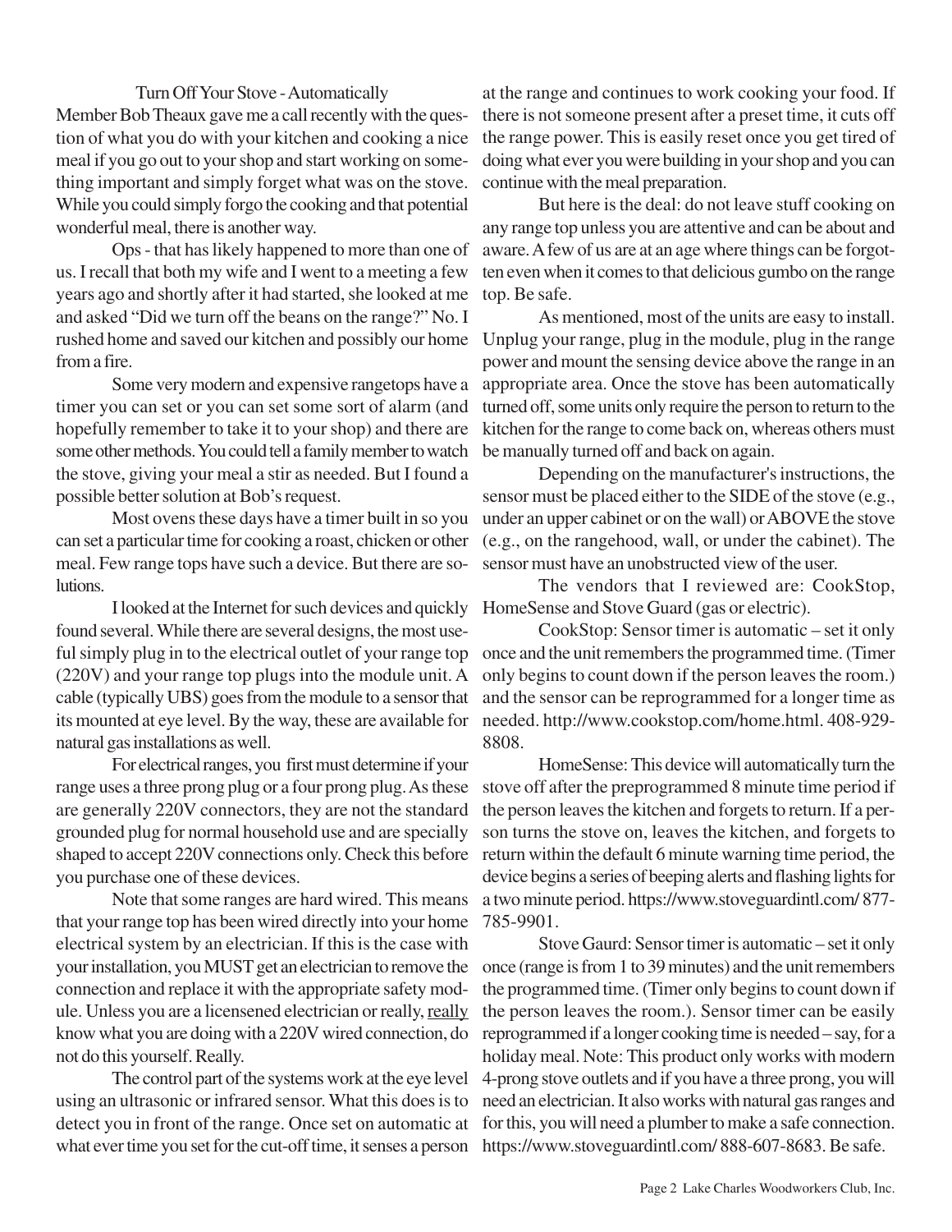## Turn Off Your Stove - Automatically

Member Bob Theaux gave me a call recently with the question of what you do with your kitchen and cooking a nice meal if you go out to your shop and start working on something important and simply forget what was on the stove. While you could simply forgo the cooking and that potential wonderful meal, there is another way.

Ops - that has likely happened to more than one of us. I recall that both my wife and I went to a meeting a few years ago and shortly after it had started, she looked at me and asked "Did we turn off the beans on the range?" No. I rushed home and saved our kitchen and possibly our home from a fire.

Some very modern and expensive rangetops have a timer you can set or you can set some sort of alarm (and hopefully remember to take it to your shop) and there are some other methods. You could tell a family member to watch the stove, giving your meal a stir as needed. But I found a possible better solution at Bob's request.

Most ovens these days have a timer built in so you can set a particular time for cooking a roast, chicken or other meal. Few range tops have such a device. But there are solutions.

I looked at the Internet for such devices and quickly found several. While there are several designs, the most useful simply plug in to the electrical outlet of your range top (220V) and your range top plugs into the module unit. A cable (typically UBS) goes from the module to a sensor that its mounted at eye level. By the way, these are available for natural gas installations as well.

For electrical ranges, you first must determine if your range uses a three prong plug or a four prong plug. As these are generally 220V connectors, they are not the standard grounded plug for normal household use and are specially shaped to accept 220V connections only. Check this before you purchase one of these devices.

Note that some ranges are hard wired. This means that your range top has been wired directly into your home electrical system by an electrician. If this is the case with your installation, you MUST get an electrician to remove the connection and replace it with the appropriate safety module. Unless you are a licensened electrician or really, <u>really</u> know what you are doing with a 220V wired connection, do not do this yourself. Really.

The control part of the systems work at the eye level using an ultrasonic or infrared sensor. What this does is to detect you in front of the range. Once set on automatic at what ever time you set for the cut-off time, it senses a person at the range and continues to work cooking your food. If there is not someone present after a preset time, it cuts off the range power. This is easily reset once you get tired of doing what ever you were building in your shop and you can continue with the meal preparation.

But here is the deal: do not leave stuff cooking on any range top unless you are attentive and can be about and aware. A few of us are at an age where things can be forgotten even when it comes to that delicious gumbo on the range top. Be safe.

As mentioned, most of the units are easy to install. Unplug your range, plug in the module, plug in the range power and mount the sensing device above the range in an appropriate area. Once the stove has been automatically turned off, some units only require the person to return to the kitchen for the range to come back on, whereas others must be manually turned off and back on again.

Depending on the manufacturer's instructions, the sensor must be placed either to the SIDE of the stove (e.g., under an upper cabinet or on the wall) or ABOVE the stove (e.g., on the rangehood, wall, or under the cabinet). The sensor must have an unobstructed view of the user.

The vendors that I reviewed are: CookStop, HomeSense and Stove Guard (gas or electric).

CookStop: Sensor timer is automatic – set it only once and the unit remembers the programmed time. (Timer only begins to count down if the person leaves the room.) and the sensor can be reprogrammed for a longer time as needed. http://www.cookstop.com/home.html. 408-929-8808.

HomeSense: This device will automatically turn the stove off after the preprogrammed 8 minute time period if the person leaves the kitchen and forgets to return. If a person turns the stove on, leaves the kitchen, and forgets to return within the default 6 minute warning time period, the device begins a series of beeping alerts and flashing lights for a two minute period. https://www.stoveguardintl.com/ 877-785-9901.

Stove Gaurd: Sensor timer is automatic – set it only once (range is from 1 to 39 minutes) and the unit remembers the programmed time. (Timer only begins to count down if the person leaves the room.). Sensor timer can be easily reprogrammed if a longer cooking time is needed – say, for a holiday meal. Note: This product only works with modern 4-prong stove outlets and if you have a three prong, you will need an electrician. It also works with natural gas ranges and for this, you will need a plumber to make a safe connection. https://www.stoveguardintl.com/ 888-607-8683. Be safe.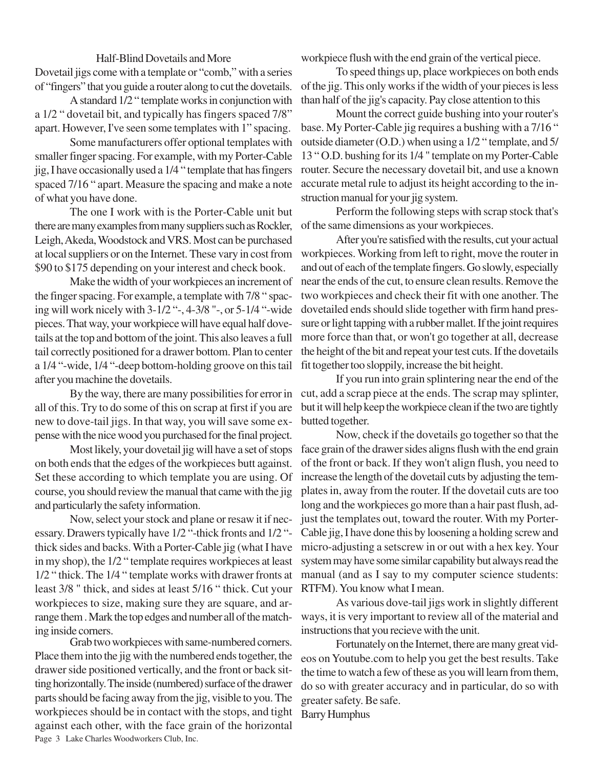## Half-Blind Dovetails and More

Dovetail jigs come with a template or "comb," with a series of "fingers" that you guide a router along to cut the dovetails.

A standard 1/2 " template works in conjunction with a 1/2 " dovetail bit, and typically has fingers spaced 7/8" apart. However, I've seen some templates with 1" spacing.

Some manufacturers offer optional templates with smaller finger spacing. For example, with my Porter-Cable jig, I have occasionally used a 1/4 " template that has fingers spaced 7/16 " apart. Measure the spacing and make a note of what you have done.

The one I work with is the Porter-Cable unit but there are many examples from many suppliers such as Rockler, Leigh, Akeda, Woodstock and VRS. Most can be purchased at local suppliers or on the Internet. These vary in cost from $90 to $175 depending on your interest and check book.

Make the width of your workpieces an increment of the finger spacing. For example, a template with 7/8 " spacing will work nicely with 3-1/2 "-, 4-3/8 "-, or 5-1/4 "-wide pieces. That way, your workpiece will have equal half dovetails at the top and bottom of the joint. This also leaves a full tail correctly positioned for a drawer bottom. Plan to center a 1/4 "-wide, 1/4 "-deep bottom-holding groove on this tail after you machine the dovetails.

By the way, there are many possibilities for error in all of this. Try to do some of this on scrap at first if you are new to dove-tail jigs. In that way, you will save some expense with the nice wood you purchased for the final project.

Most likely, your dovetail jig will have a set of stops on both ends that the edges of the workpieces butt against. Set these according to which template you are using. Of course, you should review the manual that came with the jig and particularly the safety information.

Now, select your stock and plane or resaw it if necessary. Drawers typically have 1/2 "-thick fronts and 1/2 "-thick sides and backs. With a Porter-Cable jig (what I have in my shop), the 1/2 " template requires workpieces at least 1/2 " thick. The 1/4 " template works with drawer fronts at least 3/8 " thick, and sides at least 5/16 " thick. Cut your workpieces to size, making sure they are square, and arrange them . Mark the top edges and number all of the matching inside corners.

Grab two workpieces with same-numbered corners. Place them into the jig with the numbered ends together, the drawer side positioned vertically, and the front or back sitting horizontally. The inside (numbered) surface of the drawer parts should be facing away from the jig, visible to you. The workpieces should be in contact with the stops, and tight against each other, with the face grain of the horizontal workpiece flush with the end grain of the vertical piece.

To speed things up, place workpieces on both ends of the jig. This only works if the width of your pieces is less than half of the jig's capacity. Pay close attention to this

Mount the correct guide bushing into your router's base. My Porter-Cable jig requires a bushing with a 7/16 " outside diameter (O.D.) when using a 1/2 " template, and 5/13 " O.D. bushing for its 1/4 " template on my Porter-Cable router. Secure the necessary dovetail bit, and use a known accurate metal rule to adjust its height according to the instruction manual for your jig system.

Perform the following steps with scrap stock that's of the same dimensions as your workpieces.

After you're satisfied with the results, cut your actual workpieces. Working from left to right, move the router in and out of each of the template fingers. Go slowly, especially near the ends of the cut, to ensure clean results. Remove the two workpieces and check their fit with one another. The dovetailed ends should slide together with firm hand pressure or light tapping with a rubber mallet. If the joint requires more force than that, or won't go together at all, decrease the height of the bit and repeat your test cuts. If the dovetails fit together too sloppily, increase the bit height.

If you run into grain splintering near the end of the cut, add a scrap piece at the ends. The scrap may splinter, but it will help keep the workpiece clean if the two are tightly butted together.

Now, check if the dovetails go together so that the face grain of the drawer sides aligns flush with the end grain of the front or back. If they won't align flush, you need to increase the length of the dovetail cuts by adjusting the templates in, away from the router. If the dovetail cuts are too long and the workpieces go more than a hair past flush, adjust the templates out, toward the router. With my Porter-Cable jig, I have done this by loosening a holding screw and micro-adjusting a setscrew in or out with a hex key. Your system may have some similar capability but always read the manual (and as I say to my computer science students: RTFM). You know what I mean.

As various dove-tail jigs work in slightly different ways, it is very important to review all of the material and instructions that you recieve with the unit.

Fortunately on the Internet, there are many great videos on Youtube.com to help you get the best results. Take the time to watch a few of these as you will learn from them, do so with greater accuracy and in particular, do so with greater safety. Be safe.

Barry Humphus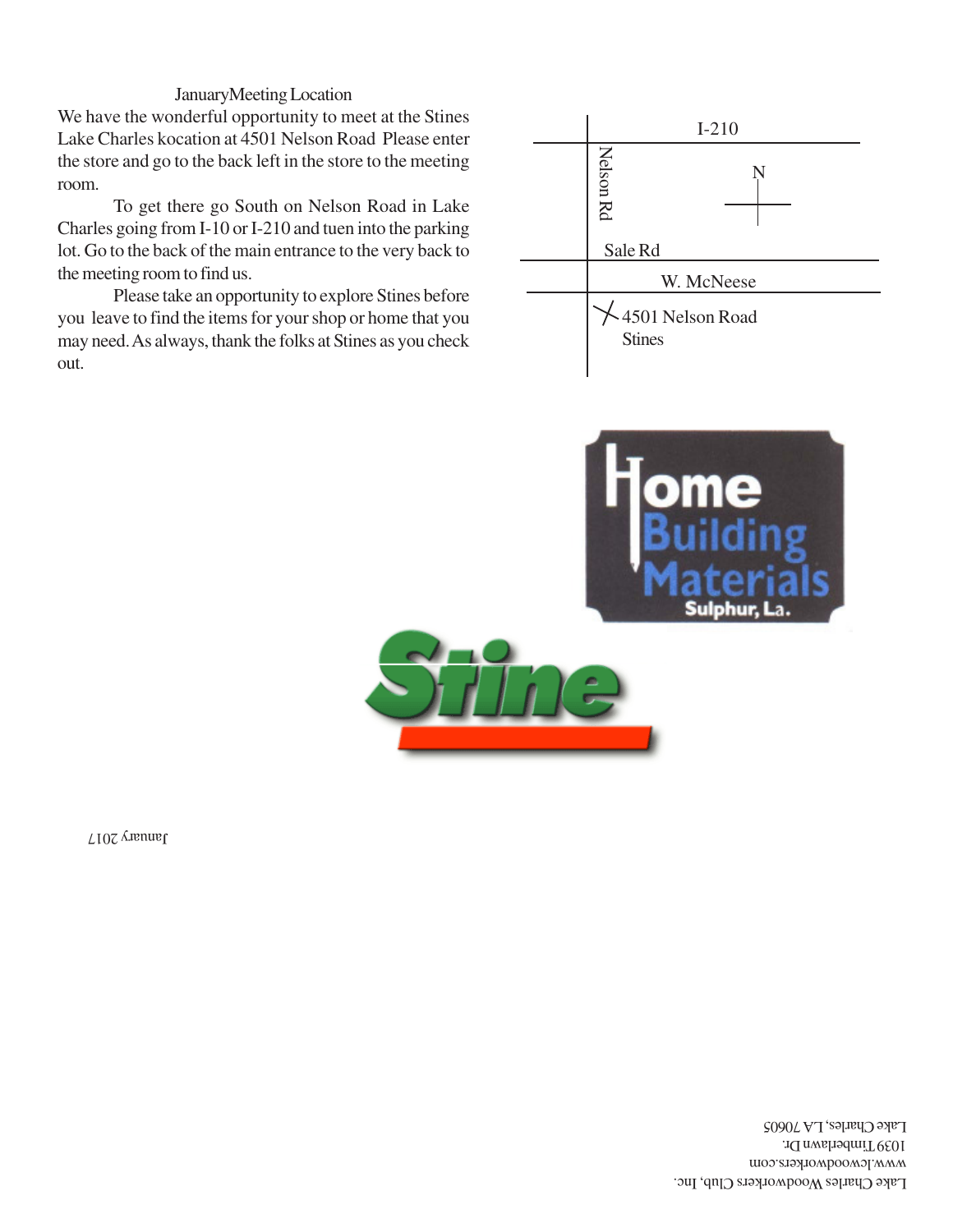January Meeting Location

We have the wonderful opportunity to meet at the Stines Lake Charles kocation at 4501 Nelson Road Please enter the store and go to the back left in the store to the meeting room.

To get there go South on Nelson Road in Lake Charles going from I-10 or I-210 and tuen into the parking lot. Go to the back of the main entrance to the very back to the meeting room to find us.

Please take an opportunity to explore Stines before you leave to find the items for your shop or home that you may need. As always, thank the folks at Stines as you check out.

I-210

Nelson Rd

N

Sale Rd

W. McNeese

4501 Nelson Road
Stines

Home Building Materials
Sulphur, La.

Stine

January 2017

Lake Charles Woodworkers Club, Inc.
www.lcwoodworkers.com
1039 Timberlawn Dr.
Lake Charles, LA 70605